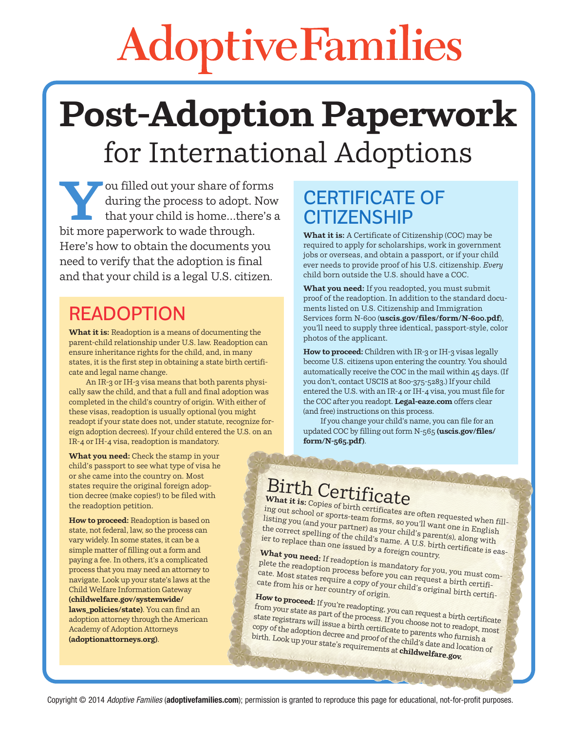# Adoptive Families

# Post-Adoption Paperwork for International Adoptions

You filled out your share of forms during the process to adopt. Now that your child is home…there's a bit more paperwork to wade through. Here's how to obtain the documents you need to verify that the adoption is final and that your child is a legal U.S. citizen.

## READOPTION

**What it is:** Readoption is a means of documenting the parent-child relationship under U.S. law. Readoption can ensure inheritance rights for the child, and, in many states, it is the first step in obtaining a state birth certificate and legal name change.

An IR-3 or IH-3 visa means that both parents physically saw the child, and that a full and final adoption was completed in the child's country of origin. With either of these visas, readoption is usually optional (you might readopt if your state does not, under statute, recognize foreign adoption decrees). If your child entered the U.S. on an IR-4 or IH-4 visa, readoption is mandatory.

**What you need:** Check the stamp in your child's passport to see what type of visa he or she came into the country on. Most states require the original foreign adoption decree (make copies!) to be filed with the readoption petition.

**How to proceed:** Readoption is based on state, not federal, law, so the process can vary widely. In some states, it can be a simple matter of filling out a form and paying a fee. In others, it's a complicated process that you may need an attorney to navigate. Look up your state's laws at the Child Welfare Information Gateway **(childwelfare.gov/systemwide/laws_policies/state)**. You can find an adoption attorney through the American Academy of Adoption Attorneys **(adoptionattorneys.org)**.

## CERTIFICATE OF CITIZENSHIP

**What it is:** A Certificate of Citizenship (COC) may be required to apply for scholarships, work in government jobs or overseas, and obtain a passport, or if your child ever needs to provide proof of his U.S. citizenship. *Every* child born outside the U.S. should have a COC.

**What you need:** If you readopted, you must submit proof of the readoption. In addition to the standard documents listed on U.S. Citizenship and Immigration Services form N-600 (**uscis.gov/files/form/N-600.pdf**), you'll need to supply three identical, passport-style, color photos of the applicant.

**How to proceed:** Children with IR-3 or IH-3 visas legally become U.S. citizens upon entering the country. You should automatically receive the COC in the mail within 45 days. (If you don't, contact USCIS at 800-375-5283.) If your child entered the U.S. with an IR-4 or IH-4 visa, you must file for the COC after you readopt. **Legal-eaze.com** offers clear (and free) instructions on this process.

If you change your child's name, you can file for an updated COC by filling out form N-565 **(uscis.gov/files/form/N-565.pdf)**.

## Birth Certificate

**What it is:** Copies of birth certificates are often requested when filling out school or sports-team forms, so you'll want one in English listing you (and your partner) as your child's parent(s), along with the correct spelling of the child's name. A U.S. birth certificate is easier to replace than one issued by a foreign country.

**What you need:** If readoption is mandatory for you, you must complete the readoption process before you can request a birth certificate. Most states require a copy of your child's original birth certificate from his or her country of origin.

**How to proceed:** If you're readopting, you can request a birth certificate from your state as part of the process. If you choose not to readopt, most state registrars will issue a birth certificate to parents who furnish a copy of the adoption decree and proof of the child's date and location of birth. Look up your state's requirements at **childwelfare.gov.**

Copyright © 2014 *Adoptive Families* (**adoptivefamilies.com**); permission is granted to reproduce this page for educational, not-for-profit purposes.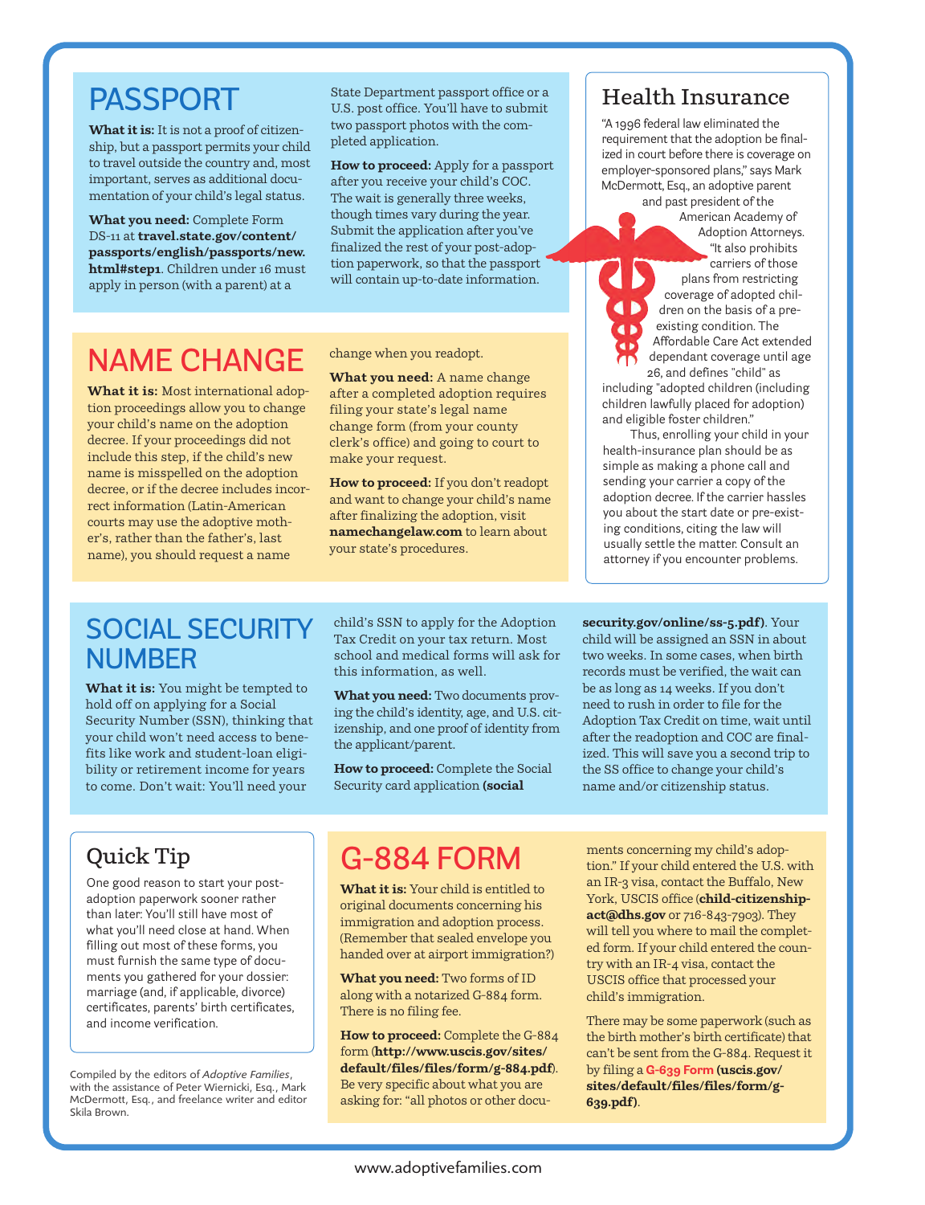## PASSPORT

**What it is:** It is not a proof of citizenship, but a passport permits your child to travel outside the country and, most important, serves as additional documentation of your child's legal status.

**What you need:** Complete Form DS-11 at **travel.state.gov/content/passports/english/passports/new.html#step1**. Children under 16 must apply in person (with a parent) at a State Department passport office or a U.S. post office. You'll have to submit two passport photos with the completed application.

**How to proceed:** Apply for a passport after you receive your child's COC. The wait is generally three weeks, though times vary during the year. Submit the application after you've finalized the rest of your post-adoption paperwork, so that the passport will contain up-to-date information.

## Health Insurance

"A 1996 federal law eliminated the requirement that the adoption be finalized in court before there is coverage on employer-sponsored plans," says Mark McDermott, Esq., an adoptive parent and past president of the American Academy of Adoption Attorneys. "It also prohibits carriers of those plans from restricting coverage of adopted children on the basis of a preexisting condition. The Affordable Care Act extended dependant coverage until age 26, and defines "child" as including "adopted children (including children lawfully placed for adoption) and eligible foster children."

Thus, enrolling your child in your health-insurance plan should be as simple as making a phone call and sending your carrier a copy of the adoption decree. If the carrier hassles you about the start date or pre-existing conditions, citing the law will usually settle the matter. Consult an attorney if you encounter problems.

## NAME CHANGE

**What it is:** Most international adoption proceedings allow you to change your child's name on the adoption decree. If your proceedings did not include this step, if the child's new name is misspelled on the adoption decree, or if the decree includes incorrect information (Latin-American courts may use the adoptive mother's, rather than the father's, last name), you should request a name change when you readopt.

**What you need:** A name change after a completed adoption requires filing your state's legal name change form (from your county clerk's office) and going to court to make your request.

**How to proceed:** If you don't readopt and want to change your child's name after finalizing the adoption, visit **namechangelaw.com** to learn about your state's procedures.

## SOCIAL SECURITY NUMBER

**What it is:** You might be tempted to hold off on applying for a Social Security Number (SSN), thinking that your child won't need access to benefits like work and student-loan eligibility or retirement income for years to come. Don't wait: You'll need your child's SSN to apply for the Adoption Tax Credit on your tax return. Most school and medical forms will ask for this information, as well.

**What you need:** Two documents proving the child's identity, age, and U.S. citizenship, and one proof of identity from the applicant/parent.

**How to proceed:** Complete the Social Security card application **(socialsecurity.gov/online/ss-5.pdf)**. Your child will be assigned an SSN in about two weeks. In some cases, when birth records must be verified, the wait can be as long as 14 weeks. If you don't need to rush in order to file for the Adoption Tax Credit on time, wait until after the readoption and COC are finalized. This will save you a second trip to the SS office to change your child's name and/or citizenship status.

## Quick Tip

One good reason to start your post-adoption paperwork sooner rather than later: You'll still have most of what you'll need close at hand. When filling out most of these forms, you must furnish the same type of documents you gathered for your dossier: marriage (and, if applicable, divorce) certificates, parents' birth certificates, and income verification.

Compiled by the editors of *Adoptive Families*, with the assistance of Peter Wiernicki, Esq., Mark McDermott, Esq., and freelance writer and editor Skila Brown.

## G-884 FORM

**What it is:** Your child is entitled to original documents concerning his immigration and adoption process. (Remember that sealed envelope you handed over at airport immigration?)

**What you need:** Two forms of ID along with a notarized G-884 form. There is no filing fee.

**How to proceed:** Complete the G-884 form (**http://www.uscis.gov/sites/default/files/files/form/g-884.pdf**). Be very specific about what you are asking for: "all photos or other documents concerning my child's adoption." If your child entered the U.S. with an IR-3 visa, contact the Buffalo, New York, USCIS office (**child-citizenship-act@dhs.gov** or 716-843-7903). They will tell you where to mail the completed form. If your child entered the country with an IR-4 visa, contact the USCIS office that processed your child's immigration.

There may be some paperwork (such as the birth mother's birth certificate) that can't be sent from the G-884. Request it by filing a **G-639 Form** **(uscis.gov/sites/default/files/files/form/g-639.pdf)**.

www.adoptivefamilies.com